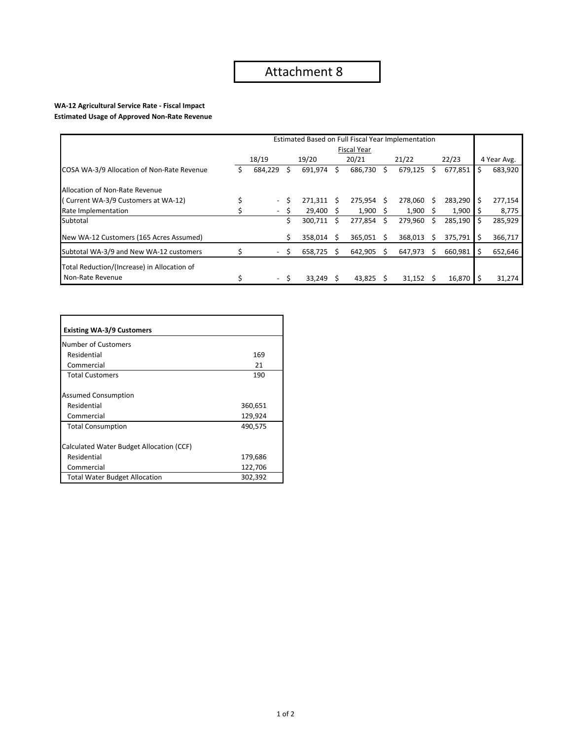# Attachment 8

**WA-12 Agricultural Service Rate - Fiscal Impact**
**Estimated Usage of Approved Non-Rate Revenue**

| | Estimated Based on Full Fiscal Year Implementation | | | | | |
|---|---|---|---|---|---|---|
| | Fiscal Year | | | | | |
| | 18/19 | 19/20 | 20/21 | 21/22 | 22/23 | 4 Year Avg. |
| COSA WA-3/9 Allocation of Non-Rate Revenue | $ 684,229 | $ 691,974 | $ 686,730 | $ 679,125 | $ 677,851 | $ 683,920 |
| Allocation of Non-Rate Revenue | | | | | | |
| ( Current WA-3/9 Customers at WA-12) | $ - | $ 271,311 | $ 275,954 | $ 278,060 | $ 283,290 | $ 277,154 |
| Rate Implementation | $ - | $ 29,400 | $ 1,900 | $ 1,900 | $ 1,900 | $ 8,775 |
| Subtotal | | $ 300,711 | $ 277,854 | $ 279,960 | $ 285,190 | $ 285,929 |
| New WA-12 Customers (165 Acres Assumed) | | $ 358,014 | $ 365,051 | $ 368,013 | $ 375,791 | $ 366,717 |
| Subtotal WA-3/9 and New WA-12 customers | $ - | $ 658,725 | $ 642,905 | $ 647,973 | $ 660,981 | $ 652,646 |
| Total Reduction/(Increase) in Allocation of Non-Rate Revenue | $ - | $ 33,249 | $ 43,825 | $ 31,152 | $ 16,870 | $ 31,274 |

| **Existing WA-3/9 Customers** | |
|---|---|
| Number of Customers | |
| Residential | 169 |
| Commercial | 21 |
| Total Customers | 190 |
| Assumed Consumption | |
| Residential | 360,651 |
| Commercial | 129,924 |
| Total Consumption | 490,575 |
| Calculated Water Budget Allocation (CCF) | |
| Residential | 179,686 |
| Commercial | 122,706 |
| Total Water Budget Allocation | 302,392 |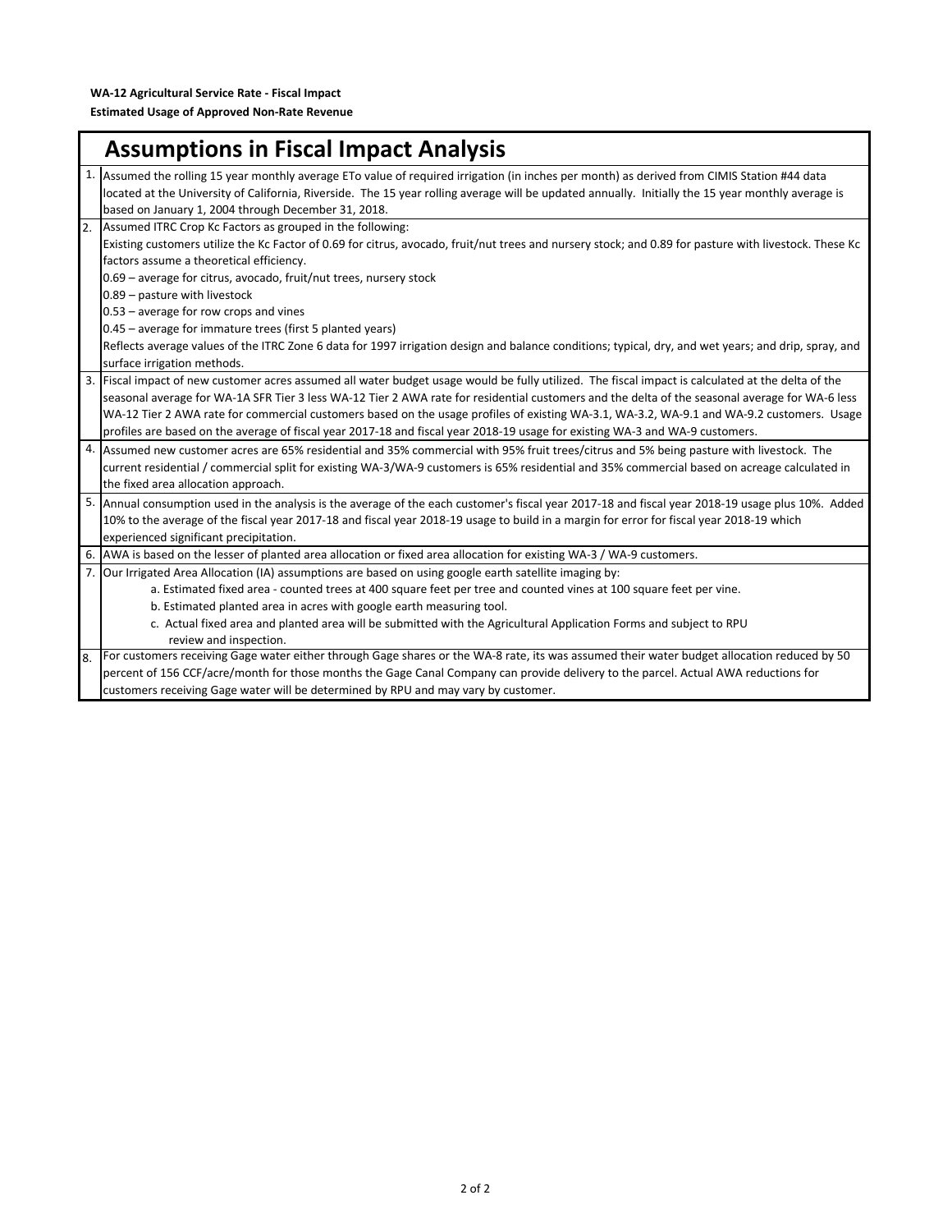**WA-12 Agricultural Service Rate - Fiscal Impact**

**Estimated Usage of Approved Non-Rate Revenue**

# Assumptions in Fiscal Impact Analysis

1. Assumed the rolling 15 year monthly average ETo value of required irrigation (in inches per month) as derived from CIMIS Station #44 data located at the University of California, Riverside. The 15 year rolling average will be updated annually. Initially the 15 year monthly average is based on January 1, 2004 through December 31, 2018.
2. Assumed ITRC Crop Kc Factors as grouped in the following:
   Existing customers utilize the Kc Factor of 0.69 for citrus, avocado, fruit/nut trees and nursery stock; and 0.89 for pasture with livestock. These Kc factors assume a theoretical efficiency.
   0.69 – average for citrus, avocado, fruit/nut trees, nursery stock
   0.89 – pasture with livestock
   0.53 – average for row crops and vines
   0.45 – average for immature trees (first 5 planted years)
   Reflects average values of the ITRC Zone 6 data for 1997 irrigation design and balance conditions; typical, dry, and wet years; and drip, spray, and surface irrigation methods.
3. Fiscal impact of new customer acres assumed all water budget usage would be fully utilized. The fiscal impact is calculated at the delta of the seasonal average for WA-1A SFR Tier 3 less WA-12 Tier 2 AWA rate for residential customers and the delta of the seasonal average for WA-6 less WA-12 Tier 2 AWA rate for commercial customers based on the usage profiles of existing WA-3.1, WA-3.2, WA-9.1 and WA-9.2 customers. Usage profiles are based on the average of fiscal year 2017-18 and fiscal year 2018-19 usage for existing WA-3 and WA-9 customers.
4. Assumed new customer acres are 65% residential and 35% commercial with 95% fruit trees/citrus and 5% being pasture with livestock. The current residential / commercial split for existing WA-3/WA-9 customers is 65% residential and 35% commercial based on acreage calculated in the fixed area allocation approach.
5. Annual consumption used in the analysis is the average of the each customer's fiscal year 2017-18 and fiscal year 2018-19 usage plus 10%. Added 10% to the average of the fiscal year 2017-18 and fiscal year 2018-19 usage to build in a margin for error for fiscal year 2018-19 which experienced significant precipitation.
6. AWA is based on the lesser of planted area allocation or fixed area allocation for existing WA-3 / WA-9 customers.
7. Our Irrigated Area Allocation (IA) assumptions are based on using google earth satellite imaging by:
   a. Estimated fixed area - counted trees at 400 square feet per tree and counted vines at 100 square feet per vine.
   b. Estimated planted area in acres with google earth measuring tool.
   c. Actual fixed area and planted area will be submitted with the Agricultural Application Forms and subject to RPU review and inspection.
8. For customers receiving Gage water either through Gage shares or the WA-8 rate, its was assumed their water budget allocation reduced by 50 percent of 156 CCF/acre/month for those months the Gage Canal Company can provide delivery to the parcel. Actual AWA reductions for customers receiving Gage water will be determined by RPU and may vary by customer.